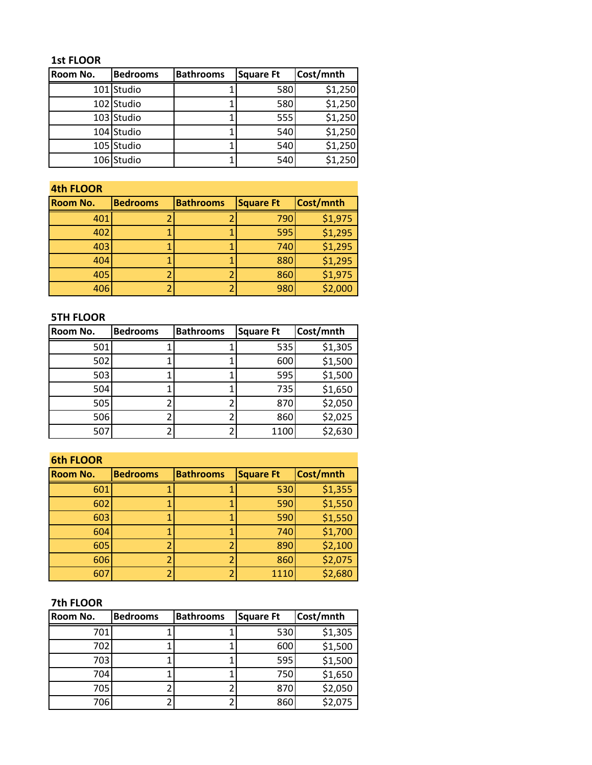### 1st FLOOR

| Room No. | Bedrooms | Bathrooms | Square Ft | Cost/mnth |
|---|---|---|---|---|
| 101 | Studio | 1 | 580 | $1,250 |
| 102 | Studio | 1 | 580 | $1,250 |
| 103 | Studio | 1 | 555 | $1,250 |
| 104 | Studio | 1 | 540 | $1,250 |
| 105 | Studio | 1 | 540 | $1,250 |
| 106 | Studio | 1 | 540 | $1,250 |

### 4th FLOOR

| Room No. | Bedrooms | Bathrooms | Square Ft | Cost/mnth |
|---|---|---|---|---|
| 401 | 2 | 2 | 790 | $1,975 |
| 402 | 1 | 1 | 595 | $1,295 |
| 403 | 1 | 1 | 740 | $1,295 |
| 404 | 1 | 1 | 880 | $1,295 |
| 405 | 2 | 2 | 860 | $1,975 |
| 406 | 2 | 2 | 980 | $2,000 |

### 5TH FLOOR

| Room No. | Bedrooms | Bathrooms | Square Ft | Cost/mnth |
|---|---|---|---|---|
| 501 | 1 | 1 | 535 | $1,305 |
| 502 | 1 | 1 | 600 | $1,500 |
| 503 | 1 | 1 | 595 | $1,500 |
| 504 | 1 | 1 | 735 | $1,650 |
| 505 | 2 | 2 | 870 | $2,050 |
| 506 | 2 | 2 | 860 | $2,025 |
| 507 | 2 | 2 | 1100 | $2,630 |

### 6th FLOOR

| Room No. | Bedrooms | Bathrooms | Square Ft | Cost/mnth |
|---|---|---|---|---|
| 601 | 1 | 1 | 530 | $1,355 |
| 602 | 1 | 1 | 590 | $1,550 |
| 603 | 1 | 1 | 590 | $1,550 |
| 604 | 1 | 1 | 740 | $1,700 |
| 605 | 2 | 2 | 890 | $2,100 |
| 606 | 2 | 2 | 860 | $2,075 |
| 607 | 2 | 2 | 1110 | $2,680 |

### 7th FLOOR

| Room No. | Bedrooms | Bathrooms | Square Ft | Cost/mnth |
|---|---|---|---|---|
| 701 | 1 | 1 | 530 | $1,305 |
| 702 | 1 | 1 | 600 | $1,500 |
| 703 | 1 | 1 | 595 | $1,500 |
| 704 | 1 | 1 | 750 | $1,650 |
| 705 | 2 | 2 | 870 | $2,050 |
| 706 | 2 | 2 | 860 | $2,075 |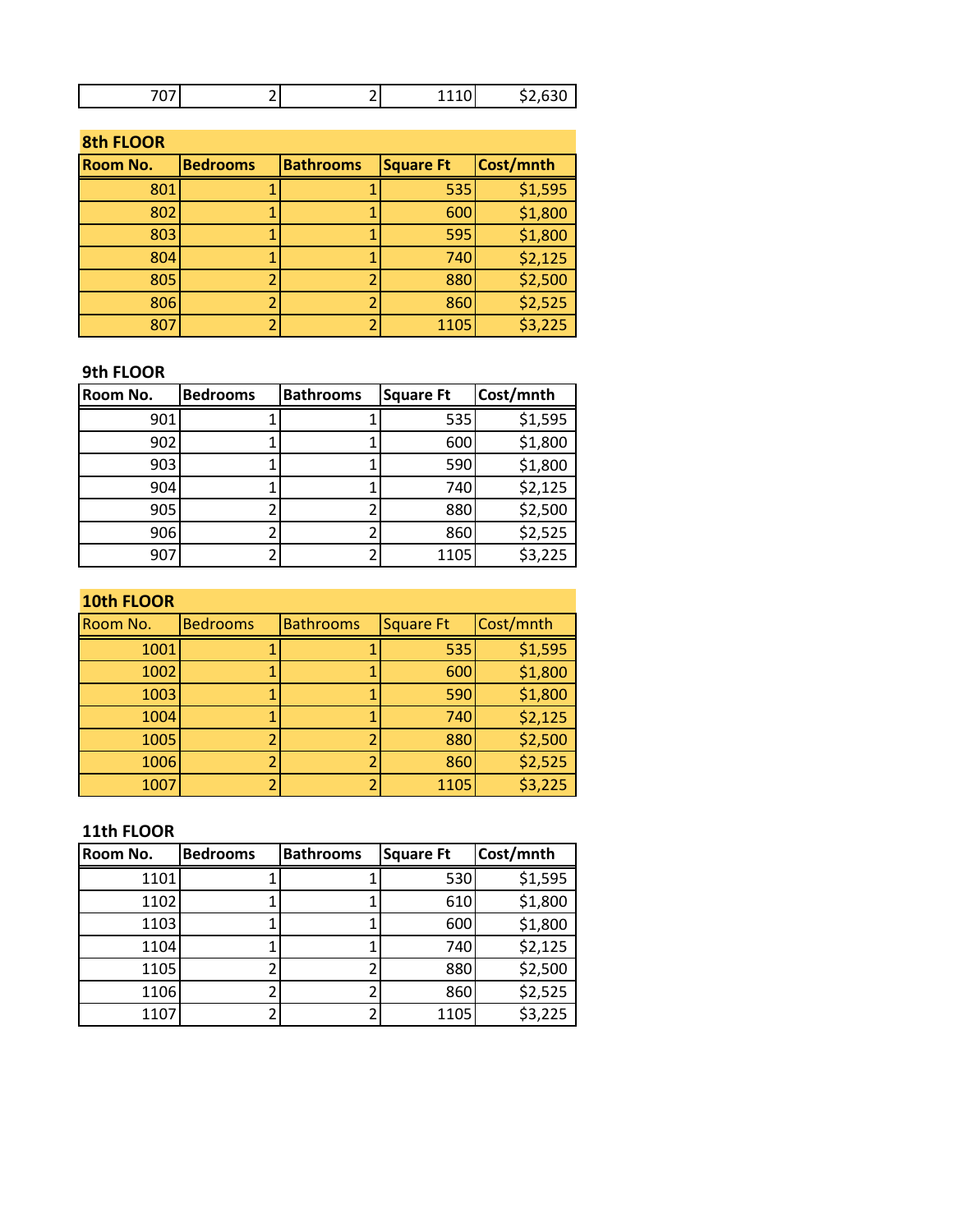| | | | | |
|---|---|---|---|---|
| 707 | 2 | 2 | 1110 | $2,630 |

## 8th FLOOR

| Room No. | Bedrooms | Bathrooms | Square Ft | Cost/mnth |
|---|---|---|---|---|
| 801 | 1 | 1 | 535 | $1,595 |
| 802 | 1 | 1 | 600 | $1,800 |
| 803 | 1 | 1 | 595 | $1,800 |
| 804 | 1 | 1 | 740 | $2,125 |
| 805 | 2 | 2 | 880 | $2,500 |
| 806 | 2 | 2 | 860 | $2,525 |
| 807 | 2 | 2 | 1105 | $3,225 |

## 9th FLOOR

| Room No. | Bedrooms | Bathrooms | Square Ft | Cost/mnth |
|---|---|---|---|---|
| 901 | 1 | 1 | 535 | $1,595 |
| 902 | 1 | 1 | 600 | $1,800 |
| 903 | 1 | 1 | 590 | $1,800 |
| 904 | 1 | 1 | 740 | $2,125 |
| 905 | 2 | 2 | 880 | $2,500 |
| 906 | 2 | 2 | 860 | $2,525 |
| 907 | 2 | 2 | 1105 | $3,225 |

## 10th FLOOR

| Room No. | Bedrooms | Bathrooms | Square Ft | Cost/mnth |
|---|---|---|---|---|
| 1001 | 1 | 1 | 535 | $1,595 |
| 1002 | 1 | 1 | 600 | $1,800 |
| 1003 | 1 | 1 | 590 | $1,800 |
| 1004 | 1 | 1 | 740 | $2,125 |
| 1005 | 2 | 2 | 880 | $2,500 |
| 1006 | 2 | 2 | 860 | $2,525 |
| 1007 | 2 | 2 | 1105 | $3,225 |

## 11th FLOOR

| Room No. | Bedrooms | Bathrooms | Square Ft | Cost/mnth |
|---|---|---|---|---|
| 1101 | 1 | 1 | 530 | $1,595 |
| 1102 | 1 | 1 | 610 | $1,800 |
| 1103 | 1 | 1 | 600 | $1,800 |
| 1104 | 1 | 1 | 740 | $2,125 |
| 1105 | 2 | 2 | 880 | $2,500 |
| 1106 | 2 | 2 | 860 | $2,525 |
| 1107 | 2 | 2 | 1105 | $3,225 |